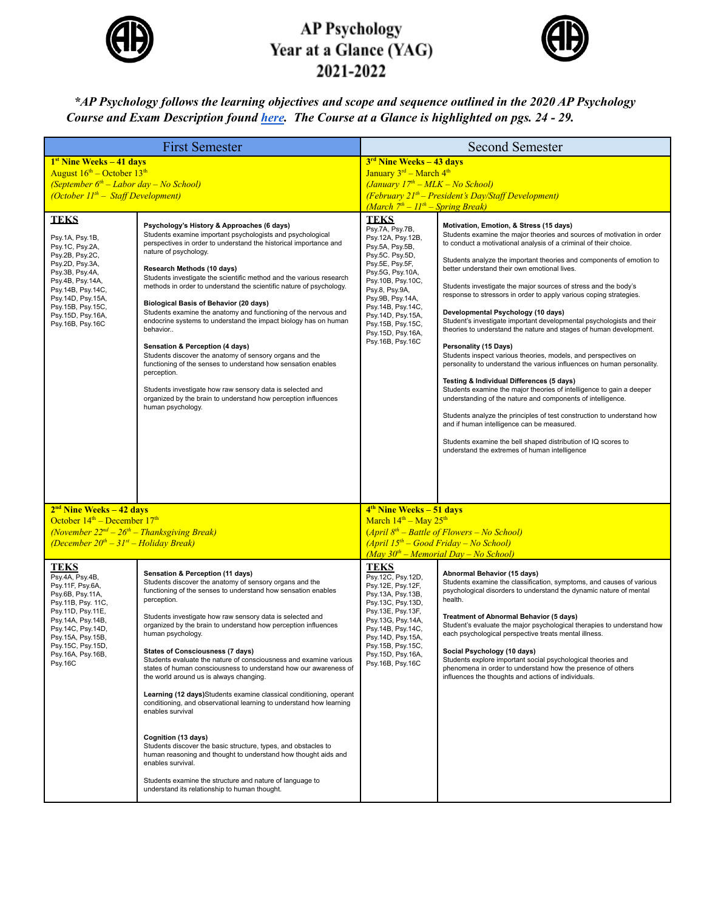# AP Psychology
# Year at a Glance (YAG)
# 2021-2022

***AP Psychology follows the learning objectives and scope and sequence outlined in the 2020 AP Psychology Course and Exam Description found here. The Course at a Glance is highlighted on pgs. 24 - 29.***

## First Semester

### 1st Nine Weeks – 41 days
August 16th – October 13th
*(September 6th – Labor day – No School)*
*(October 11th – Staff Development)*

| TEKS | |
|---|---|
| Psy.1A, Psy.1B, Psy.1C, Psy.2A, Psy.2B, Psy.2C, Psy.2D, Psy.3A, Psy.3B, Psy.4A, Psy.4B, Psy.14A, Psy.14B, Psy.14C, Psy.14D, Psy.15A, Psy.15B, Psy.15C, Psy.15D, Psy.16A, Psy.16B, Psy.16C | **Psychology's History & Approaches (6 days)** Students examine important psychologists and psychological perspectives in order to understand the historical importance and nature of psychology.<br><br>**Research Methods (10 days)** Students investigate the scientific method and the various research methods in order to understand the scientific nature of psychology.<br><br>**Biological Basis of Behavior (20 days)** Students examine the anatomy and functioning of the nervous and endocrine systems to understand the impact biology has on human behavior..<br><br>**Sensation & Perception (4 days)** Students discover the anatomy of sensory organs and the functioning of the senses to understand how sensation enables perception.<br><br>Students investigate how raw sensory data is selected and organized by the brain to understand how perception influences human psychology. |

### 2nd Nine Weeks – 42 days
October 14th – December 17th
*(November 22nd – 26th – Thanksgiving Break)*
*(December 20th – 31st – Holiday Break)*

| TEKS | |
|---|---|
| Psy.4A, Psy.4B, Psy.11F, Psy.6A, Psy.6B, Psy.11A, Psy.11B, Psy. 11C, Psy.11D, Psy.11E, Psy.14A, Psy.14B, Psy.14C, Psy.14D, Psy.15A, Psy.15B, Psy.15C, Psy.15D, Psy.16A, Psy.16B, Psy.16C | **Sensation & Perception (11 days)** Students discover the anatomy of sensory organs and the functioning of the senses to understand how sensation enables perception.<br><br>Students investigate how raw sensory data is selected and organized by the brain to understand how perception influences human psychology.<br><br>**States of Consciousness (7 days)** Students evaluate the nature of consciousness and examine various states of human consciousness to understand how our awareness of the world around us is always changing.<br><br>**Learning (12 days)**Students examine classical conditioning, operant conditioning, and observational learning to understand how learning enables survival<br><br>**Cognition (13 days)** Students discover the basic structure, types, and obstacles to human reasoning and thought to understand how thought aids and enables survival.<br><br>Students examine the structure and nature of language to understand its relationship to human thought. |

## Second Semester

### 3rd Nine Weeks – 43 days
January 3rd – March 4th
*(January 17th – MLK – No School)*
*(February 21st – President's Day/Staff Development)*
*(March 7th – 11th – Spring Break)*

| TEKS | |
|---|---|
| Psy.7A, Psy.7B, Psy.12A, Psy.12B, Psy.5A, Psy.5B, Psy.5C. Psy.5D, Psy.5E, Psy.5F, Psy.5G, Psy.10A, Psy.10B, Psy.10C, Psy.8, Psy.9A, Psy.9B, Psy.14A, Psy.14B, Psy.14C, Psy.14D, Psy.15A, Psy.15B, Psy.15C, Psy.15D, Psy.16A, Psy.16B, Psy.16C | **Motivation, Emotion, & Stress (15 days)** Students examine the major theories and sources of motivation in order to conduct a motivational analysis of a criminal of their choice.<br><br>Students analyze the important theories and components of emotion to better understand their own emotional lives.<br><br>Students investigate the major sources of stress and the body's response to stressors in order to apply various coping strategies.<br><br>**Developmental Psychology (10 days)** Student's investigate important developmental psychologists and their theories to understand the nature and stages of human development.<br><br>**Personality (15 Days)** Students inspect various theories, models, and perspectives on personality to understand the various influences on human personality.<br><br>**Testing & Individual Differences (5 days)** Students examine the major theories of intelligence to gain a deeper understanding of the nature and components of intelligence.<br><br>Students analyze the principles of test construction to understand how and if human intelligence can be measured.<br><br>Students examine the bell shaped distribution of IQ scores to understand the extremes of human intelligence |

### 4th Nine Weeks – 51 days
March 14th – May 25th
*(April 8th – Battle of Flowers – No School)*
*(April 15th – Good Friday – No School)*
*(May 30th – Memorial Day – No School)*

| TEKS | |
|---|---|
| Psy.12C, Psy.12D, Psy.12E, Psy.12F, Psy.13A, Psy.13B, Psy.13C, Psy.13D, Psy.13E, Psy.13F, Psy.13G, Psy.14A, Psy.14B, Psy.14C, Psy.14D, Psy.15A, Psy.15B, Psy.15C, Psy.15D, Psy.16A, Psy.16B, Psy.16C | **Abnormal Behavior (15 days)** Students examine the classification, symptoms, and causes of various psychological disorders to understand the dynamic nature of mental health.<br><br>**Treatment of Abnormal Behavior (5 days)** Student's evaluate the major psychological therapies to understand how each psychological perspective treats mental illness.<br><br>**Social Psychology (10 days)** Students explore important social psychological theories and phenomena in order to understand how the presence of others influences the thoughts and actions of individuals. |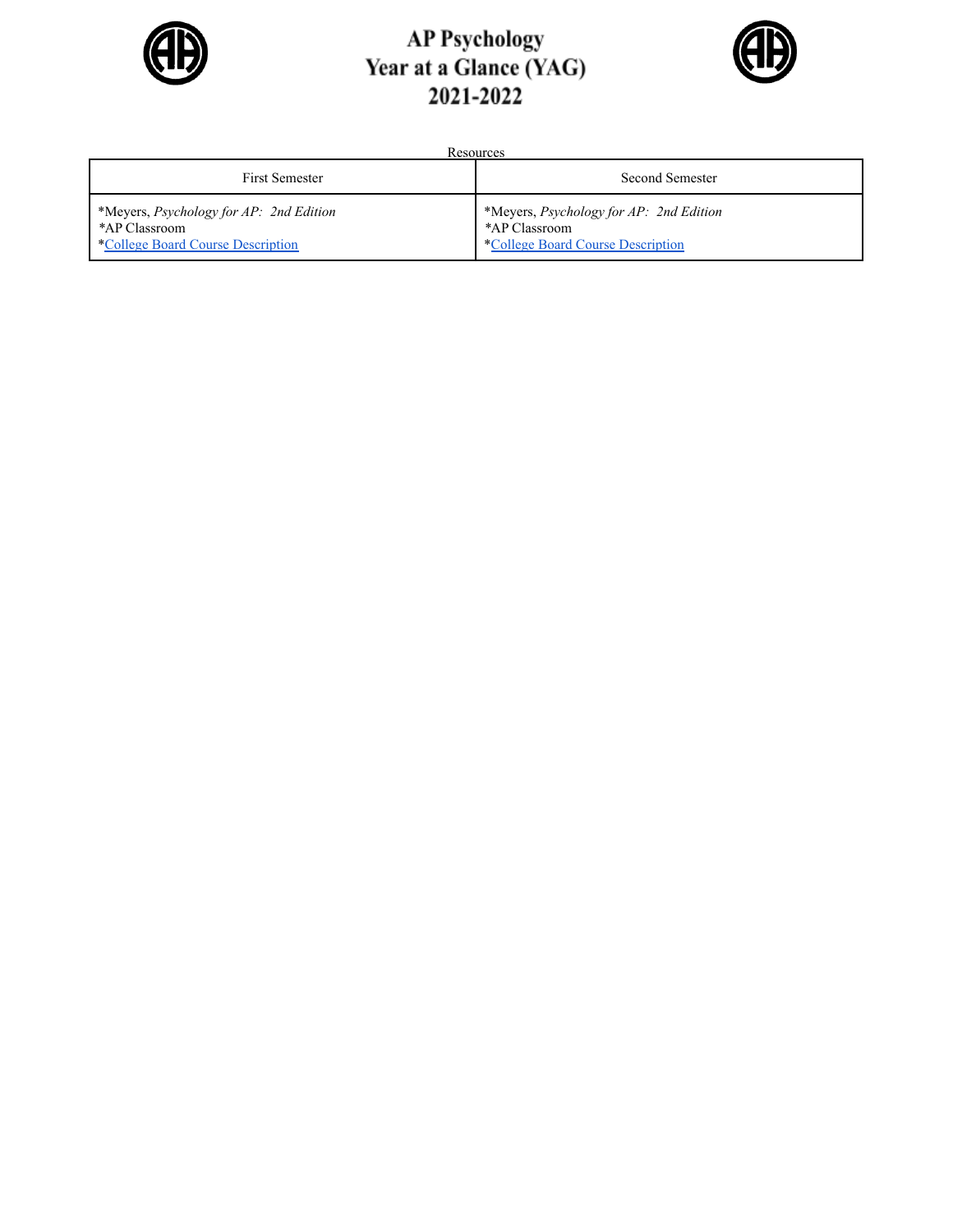# AP Psychology
# Year at a Glance (YAG)
# 2021-2022

Resources

| First Semester | Second Semester |
|---|---|
| *Meyers, *Psychology for AP: 2nd Edition*<br>*AP Classroom<br>*College Board Course Description | *Meyers, *Psychology for AP: 2nd Edition*<br>*AP Classroom<br>*College Board Course Description |